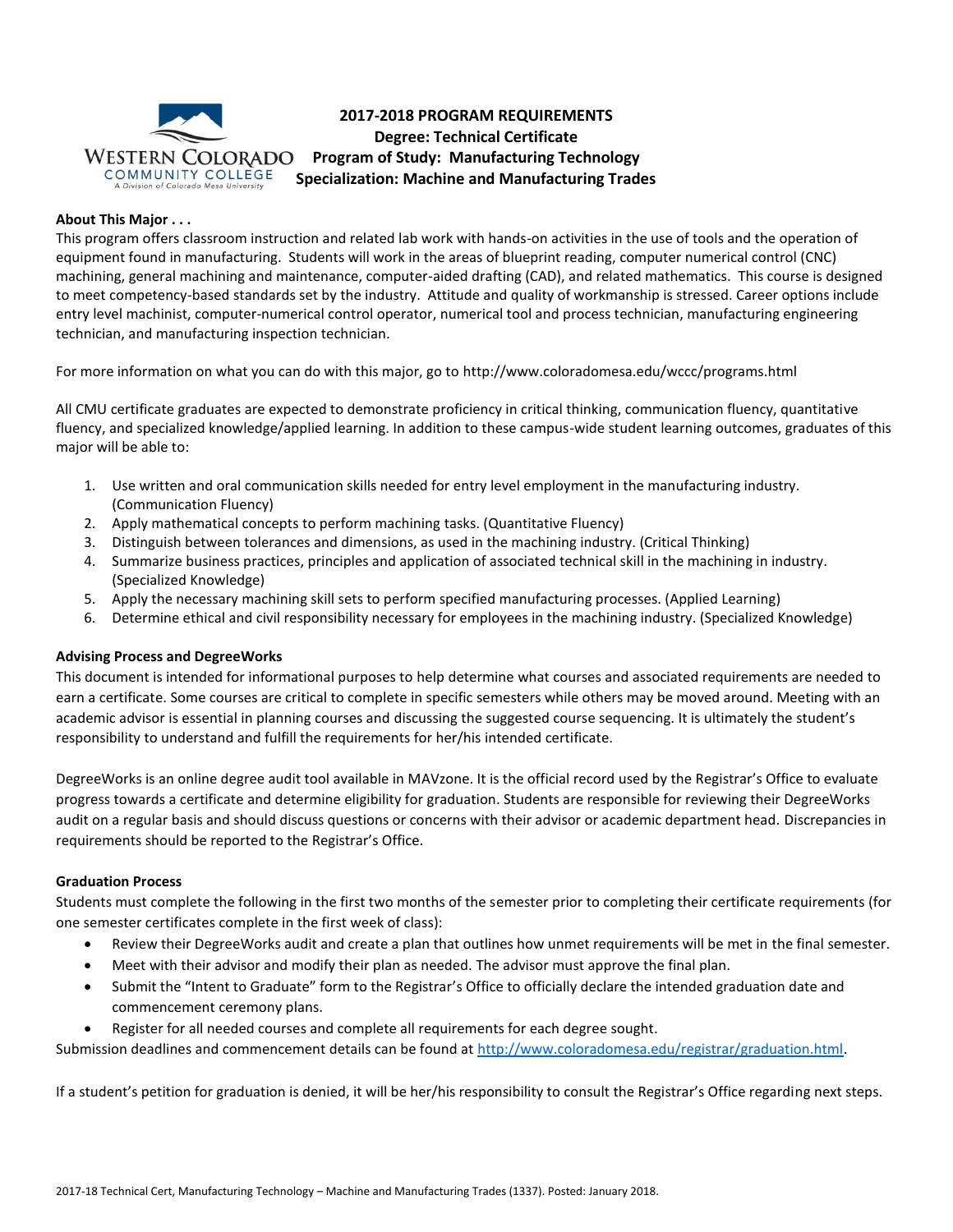# 2017-2018 PROGRAM REQUIREMENTS
## Degree: Technical Certificate
## Program of Study: Manufacturing Technology
## Specialization: Machine and Manufacturing Trades

**About This Major . . .**

This program offers classroom instruction and related lab work with hands-on activities in the use of tools and the operation of equipment found in manufacturing. Students will work in the areas of blueprint reading, computer numerical control (CNC) machining, general machining and maintenance, computer-aided drafting (CAD), and related mathematics. This course is designed to meet competency-based standards set by the industry. Attitude and quality of workmanship is stressed. Career options include entry level machinist, computer-numerical control operator, numerical tool and process technician, manufacturing engineering technician, and manufacturing inspection technician.

For more information on what you can do with this major, go to http://www.coloradomesa.edu/wccc/programs.html

All CMU certificate graduates are expected to demonstrate proficiency in critical thinking, communication fluency, quantitative fluency, and specialized knowledge/applied learning. In addition to these campus-wide student learning outcomes, graduates of this major will be able to:

1. Use written and oral communication skills needed for entry level employment in the manufacturing industry. (Communication Fluency)
2. Apply mathematical concepts to perform machining tasks. (Quantitative Fluency)
3. Distinguish between tolerances and dimensions, as used in the machining industry. (Critical Thinking)
4. Summarize business practices, principles and application of associated technical skill in the machining in industry. (Specialized Knowledge)
5. Apply the necessary machining skill sets to perform specified manufacturing processes. (Applied Learning)
6. Determine ethical and civil responsibility necessary for employees in the machining industry. (Specialized Knowledge)

**Advising Process and DegreeWorks**

This document is intended for informational purposes to help determine what courses and associated requirements are needed to earn a certificate. Some courses are critical to complete in specific semesters while others may be moved around. Meeting with an academic advisor is essential in planning courses and discussing the suggested course sequencing. It is ultimately the student's responsibility to understand and fulfill the requirements for her/his intended certificate.

DegreeWorks is an online degree audit tool available in MAVzone. It is the official record used by the Registrar's Office to evaluate progress towards a certificate and determine eligibility for graduation. Students are responsible for reviewing their DegreeWorks audit on a regular basis and should discuss questions or concerns with their advisor or academic department head. Discrepancies in requirements should be reported to the Registrar's Office.

**Graduation Process**

Students must complete the following in the first two months of the semester prior to completing their certificate requirements (for one semester certificates complete in the first week of class):

- Review their DegreeWorks audit and create a plan that outlines how unmet requirements will be met in the final semester.
- Meet with their advisor and modify their plan as needed. The advisor must approve the final plan.
- Submit the "Intent to Graduate" form to the Registrar's Office to officially declare the intended graduation date and commencement ceremony plans.
- Register for all needed courses and complete all requirements for each degree sought.

Submission deadlines and commencement details can be found at [http://www.coloradomesa.edu/registrar/graduation.html](http://www.coloradomesa.edu/registrar/graduation.html).

If a student's petition for graduation is denied, it will be her/his responsibility to consult the Registrar's Office regarding next steps.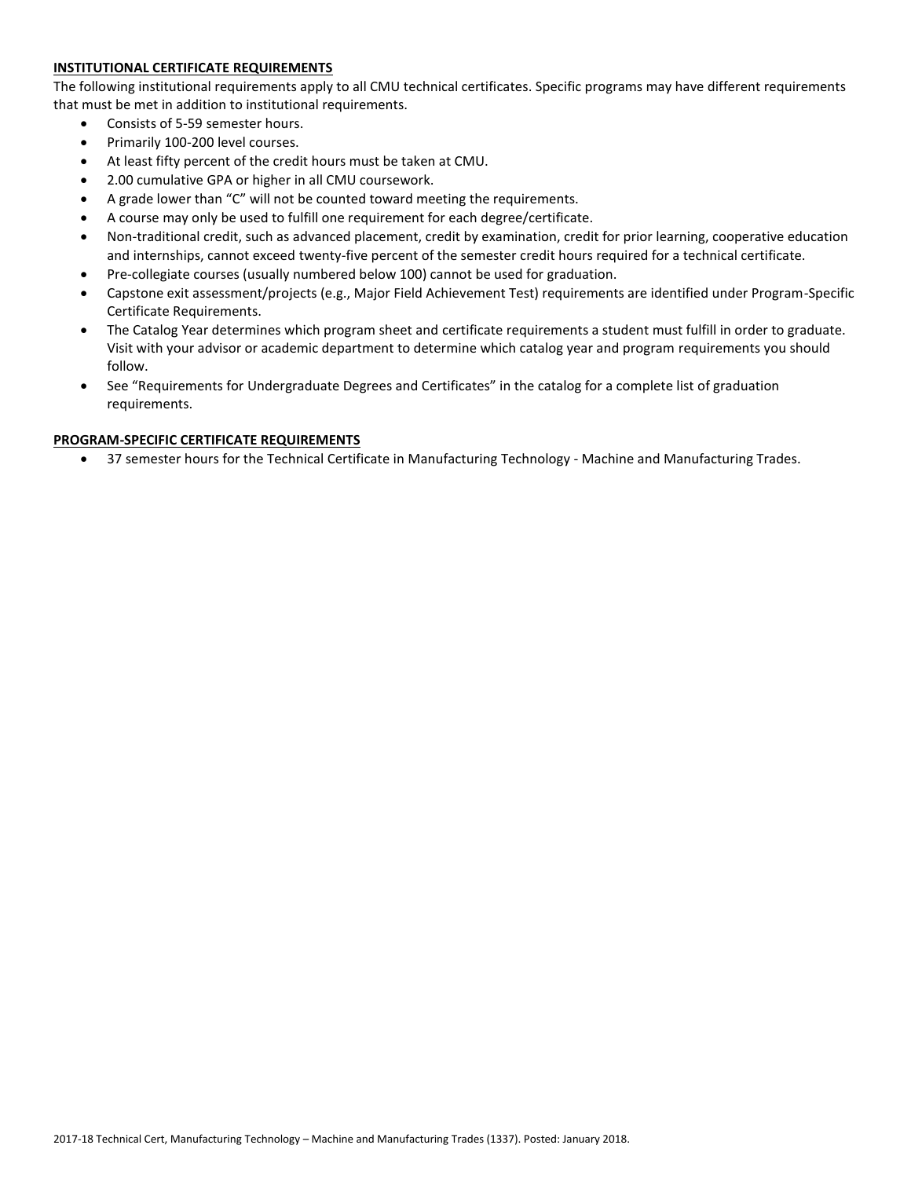## INSTITUTIONAL CERTIFICATE REQUIREMENTS

The following institutional requirements apply to all CMU technical certificates. Specific programs may have different requirements that must be met in addition to institutional requirements.

- Consists of 5-59 semester hours.
- Primarily 100-200 level courses.
- At least fifty percent of the credit hours must be taken at CMU.
- 2.00 cumulative GPA or higher in all CMU coursework.
- A grade lower than "C" will not be counted toward meeting the requirements.
- A course may only be used to fulfill one requirement for each degree/certificate.
- Non-traditional credit, such as advanced placement, credit by examination, credit for prior learning, cooperative education and internships, cannot exceed twenty-five percent of the semester credit hours required for a technical certificate.
- Pre-collegiate courses (usually numbered below 100) cannot be used for graduation.
- Capstone exit assessment/projects (e.g., Major Field Achievement Test) requirements are identified under Program-Specific Certificate Requirements.
- The Catalog Year determines which program sheet and certificate requirements a student must fulfill in order to graduate. Visit with your advisor or academic department to determine which catalog year and program requirements you should follow.
- See "Requirements for Undergraduate Degrees and Certificates" in the catalog for a complete list of graduation requirements.

## PROGRAM-SPECIFIC CERTIFICATE REQUIREMENTS

- 37 semester hours for the Technical Certificate in Manufacturing Technology - Machine and Manufacturing Trades.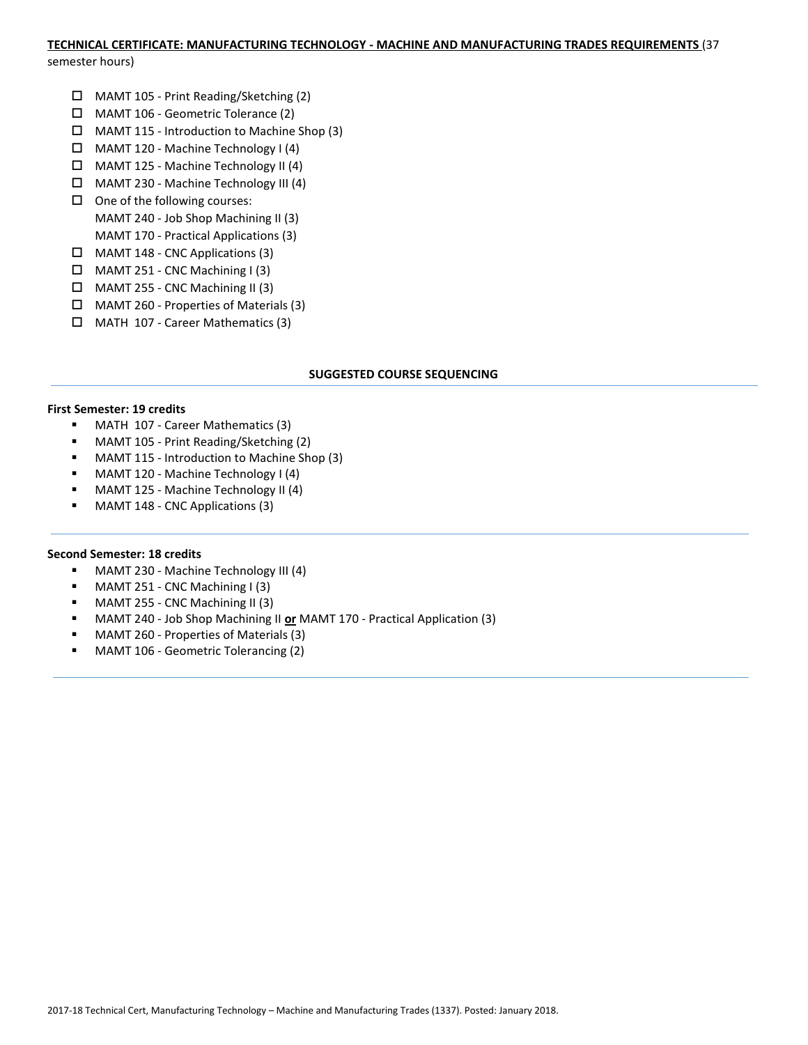**TECHNICAL CERTIFICATE: MANUFACTURING TECHNOLOGY - MACHINE AND MANUFACTURING TRADES REQUIREMENTS** (37 semester hours)

- ☐ MAMT 105 - Print Reading/Sketching (2)
- ☐ MAMT 106 - Geometric Tolerance (2)
- ☐ MAMT 115 - Introduction to Machine Shop (3)
- ☐ MAMT 120 - Machine Technology I (4)
- ☐ MAMT 125 - Machine Technology II (4)
- ☐ MAMT 230 - Machine Technology III (4)
- ☐ One of the following courses:
  MAMT 240 - Job Shop Machining II (3)
  MAMT 170 - Practical Applications (3)
- ☐ MAMT 148 - CNC Applications (3)
- ☐ MAMT 251 - CNC Machining I (3)
- ☐ MAMT 255 - CNC Machining II (3)
- ☐ MAMT 260 - Properties of Materials (3)
- ☐ MATH 107 - Career Mathematics (3)

**SUGGESTED COURSE SEQUENCING**

**First Semester: 19 credits**

- MATH 107 - Career Mathematics (3)
- MAMT 105 - Print Reading/Sketching (2)
- MAMT 115 - Introduction to Machine Shop (3)
- MAMT 120 - Machine Technology I (4)
- MAMT 125 - Machine Technology II (4)
- MAMT 148 - CNC Applications (3)

**Second Semester: 18 credits**

- MAMT 230 - Machine Technology III (4)
- MAMT 251 - CNC Machining I (3)
- MAMT 255 - CNC Machining II (3)
- MAMT 240 - Job Shop Machining II **or** MAMT 170 - Practical Application (3)
- MAMT 260 - Properties of Materials (3)
- MAMT 106 - Geometric Tolerancing (2)

2017-18 Technical Cert, Manufacturing Technology – Machine and Manufacturing Trades (1337). Posted: January 2018.